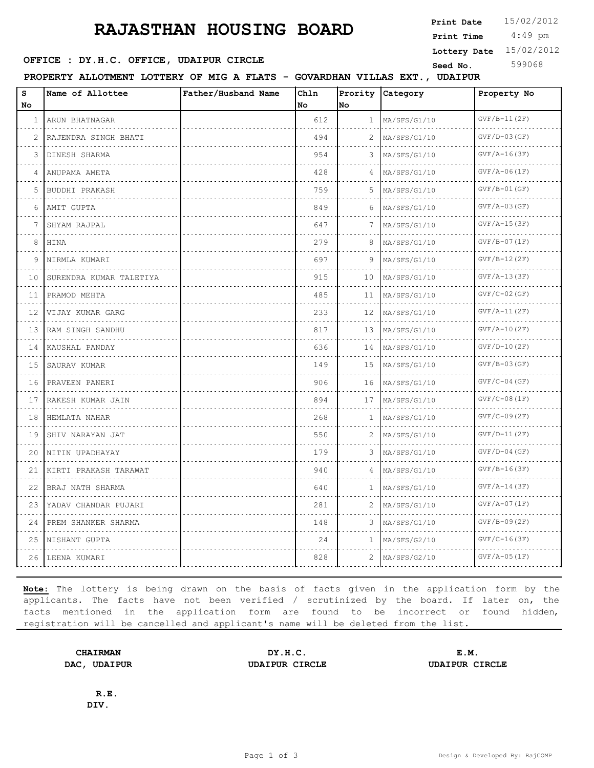# RAJASTHAN HOUSING BOARD

**Print Date** 15/02/2012
**Print Time** 4:49 pm
**Lottery Date** 15/02/2012
**Seed No.** 599068

**OFFICE : DY.H.C. OFFICE, UDAIPUR CIRCLE**

**PROPERTY ALLOTMENT LOTTERY OF MIG A FLATS - GOVARDHAN VILLAS EXT., UDAIPUR**

| S No | Name of Allottee | Father/Husband Name | Chln No | Prority No | Category | Property No |
|---|---|---|---|---|---|---|
| 1 | ARUN BHATNAGAR | | 612 | 1 | MA/SFS/G1/10 | GVF/B-11(2F) |
| 2 | RAJENDRA SINGH BHATI | | 494 | 2 | MA/SFS/G1/10 | GVF/D-03(GF) |
| 3 | DINESH SHARMA | | 954 | 3 | MA/SFS/G1/10 | GVF/A-16(3F) |
| 4 | ANUPAMA AMETA | | 428 | 4 | MA/SFS/G1/10 | GVF/A-06(1F) |
| 5 | BUDDHI PRAKASH | | 759 | 5 | MA/SFS/G1/10 | GVF/B-01(GF) |
| 6 | AMIT GUPTA | | 849 | 6 | MA/SFS/G1/10 | GVF/A-03(GF) |
| 7 | SHYAM RAJPAL | | 647 | 7 | MA/SFS/G1/10 | GVF/A-15(3F) |
| 8 | HINA | | 279 | 8 | MA/SFS/G1/10 | GVF/B-07(1F) |
| 9 | NIRMLA KUMARI | | 697 | 9 | MA/SFS/G1/10 | GVF/B-12(2F) |
| 10 | SURENDRA KUMAR TALETIYA | | 915 | 10 | MA/SFS/G1/10 | GVF/A-13(3F) |
| 11 | PRAMOD MEHTA | | 485 | 11 | MA/SFS/G1/10 | GVF/C-02(GF) |
| 12 | VIJAY KUMAR GARG | | 233 | 12 | MA/SFS/G1/10 | GVF/A-11(2F) |
| 13 | RAM SINGH SANDHU | | 817 | 13 | MA/SFS/G1/10 | GVF/A-10(2F) |
| 14 | KAUSHAL PANDAY | | 636 | 14 | MA/SFS/G1/10 | GVF/D-10(2F) |
| 15 | SAURAV KUMAR | | 149 | 15 | MA/SFS/G1/10 | GVF/B-03(GF) |
| 16 | PRAVEEN PANERI | | 906 | 16 | MA/SFS/G1/10 | GVF/C-04(GF) |
| 17 | RAKESH KUMAR JAIN | | 894 | 17 | MA/SFS/G1/10 | GVF/C-08(1F) |
| 18 | HEMLATA NAHAR | | 268 | 1 | MA/SFS/G1/10 | GVF/C-09(2F) |
| 19 | SHIV NARAYAN JAT | | 550 | 2 | MA/SFS/G1/10 | GVF/D-11(2F) |
| 20 | NITIN UPADHAYAY | | 179 | 3 | MA/SFS/G1/10 | GVF/D-04(GF) |
| 21 | KIRTI PRAKASH TARAWAT | | 940 | 4 | MA/SFS/G1/10 | GVF/B-16(3F) |
| 22 | BRAJ NATH SHARMA | | 640 | 1 | MA/SFS/G1/10 | GVF/A-14(3F) |
| 23 | YADAV CHANDAR PUJARI | | 281 | 2 | MA/SFS/G1/10 | GVF/A-07(1F) |
| 24 | PREM SHANKER SHARMA | | 148 | 3 | MA/SFS/G1/10 | GVF/B-09(2F) |
| 25 | NISHANT GUPTA | | 24 | 1 | MA/SFS/G2/10 | GVF/C-16(3F) |
| 26 | LEENA KUMARI | | 828 | 2 | MA/SFS/G2/10 | GVF/A-05(1F) |

**Note:** The lottery is being drawn on the basis of facts given in the application form by the applicants. The facts have not been verified / scrutinized by the board. If later on, the facts mentioned in the application form are found to be incorrect or found hidden, registration will be cancelled and applicant's name will be deleted from the list.

**CHAIRMAN**
**DAC, UDAIPUR**

**DY.H.C.**
**UDAIPUR CIRCLE**

**E.M.**
**UDAIPUR CIRCLE**

**R.E.**
**DIV.**

Design & Developed By: RajCOMP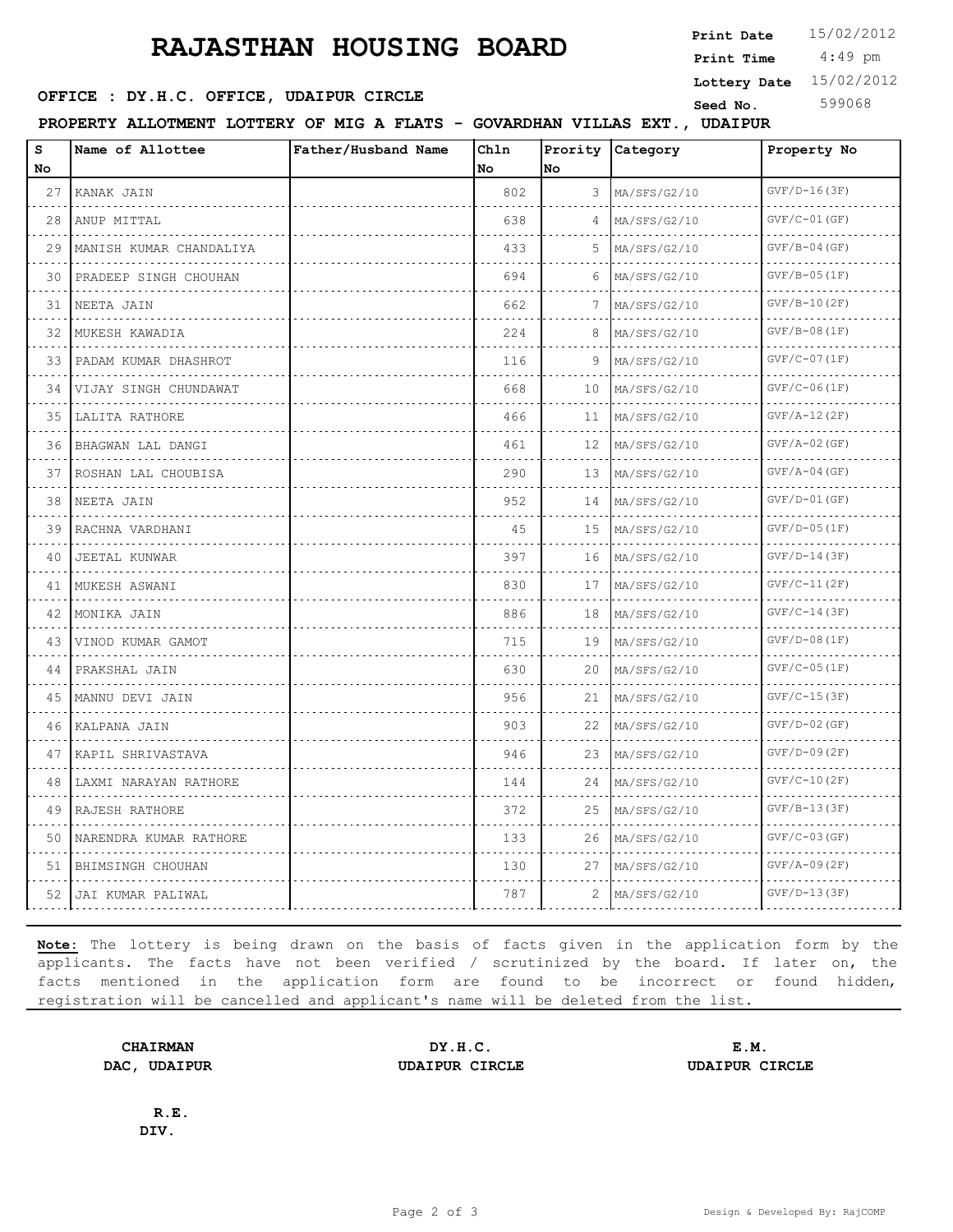# RAJASTHAN HOUSING BOARD

**Print Date** 15/02/2012
**Print Time** 4:49 pm
**Lottery Date** 15/02/2012
**Seed No.** 599068

**OFFICE : DY.H.C. OFFICE, UDAIPUR CIRCLE**

**PROPERTY ALLOTMENT LOTTERY OF MIG A FLATS - GOVARDHAN VILLAS EXT., UDAIPUR**

| S No | Name of Allottee | Father/Husband Name | Chln No | Prority No | Category | Property No |
|---|---|---|---|---|---|---|
| 27 | KANAK JAIN | | 802 | 3 | MA/SFS/G2/10 | GVF/D-16(3F) |
| 28 | ANUP MITTAL | | 638 | 4 | MA/SFS/G2/10 | GVF/C-01(GF) |
| 29 | MANISH KUMAR CHANDALIYA | | 433 | 5 | MA/SFS/G2/10 | GVF/B-04(GF) |
| 30 | PRADEEP SINGH CHOUHAN | | 694 | 6 | MA/SFS/G2/10 | GVF/B-05(1F) |
| 31 | NEETA JAIN | | 662 | 7 | MA/SFS/G2/10 | GVF/B-10(2F) |
| 32 | MUKESH KAWADIA | | 224 | 8 | MA/SFS/G2/10 | GVF/B-08(1F) |
| 33 | PADAM KUMAR DHASHROT | | 116 | 9 | MA/SFS/G2/10 | GVF/C-07(1F) |
| 34 | VIJAY SINGH CHUNDAWAT | | 668 | 10 | MA/SFS/G2/10 | GVF/C-06(1F) |
| 35 | LALITA RATHORE | | 466 | 11 | MA/SFS/G2/10 | GVF/A-12(2F) |
| 36 | BHAGWAN LAL DANGI | | 461 | 12 | MA/SFS/G2/10 | GVF/A-02(GF) |
| 37 | ROSHAN LAL CHOUBISA | | 290 | 13 | MA/SFS/G2/10 | GVF/A-04(GF) |
| 38 | NEETA JAIN | | 952 | 14 | MA/SFS/G2/10 | GVF/D-01(GF) |
| 39 | RACHNA VARDHANI | | 45 | 15 | MA/SFS/G2/10 | GVF/D-05(1F) |
| 40 | JEETAL KUNWAR | | 397 | 16 | MA/SFS/G2/10 | GVF/D-14(3F) |
| 41 | MUKESH ASWANI | | 830 | 17 | MA/SFS/G2/10 | GVF/C-11(2F) |
| 42 | MONIKA JAIN | | 886 | 18 | MA/SFS/G2/10 | GVF/C-14(3F) |
| 43 | VINOD KUMAR GAMOT | | 715 | 19 | MA/SFS/G2/10 | GVF/D-08(1F) |
| 44 | PRAKSHAL JAIN | | 630 | 20 | MA/SFS/G2/10 | GVF/C-05(1F) |
| 45 | MANNU DEVI JAIN | | 956 | 21 | MA/SFS/G2/10 | GVF/C-15(3F) |
| 46 | KALPANA JAIN | | 903 | 22 | MA/SFS/G2/10 | GVF/D-02(GF) |
| 47 | KAPIL SHRIVASTAVA | | 946 | 23 | MA/SFS/G2/10 | GVF/D-09(2F) |
| 48 | LAXMI NARAYAN RATHORE | | 144 | 24 | MA/SFS/G2/10 | GVF/C-10(2F) |
| 49 | RAJESH RATHORE | | 372 | 25 | MA/SFS/G2/10 | GVF/B-13(3F) |
| 50 | NARENDRA KUMAR RATHORE | | 133 | 26 | MA/SFS/G2/10 | GVF/C-03(GF) |
| 51 | BHIMSINGH CHOUHAN | | 130 | 27 | MA/SFS/G2/10 | GVF/A-09(2F) |
| 52 | JAI KUMAR PALIWAL | | 787 | 2 | MA/SFS/G2/10 | GVF/D-13(3F) |

**Note:** The lottery is being drawn on the basis of facts given in the application form by the applicants. The facts have not been verified / scrutinized by the board. If later on, the facts mentioned in the application form are found to be incorrect or found hidden, registration will be cancelled and applicant's name will be deleted from the list.

**CHAIRMAN**
**DAC, UDAIPUR**

**DY.H.C.**
**UDAIPUR CIRCLE**

**E.M.**
**UDAIPUR CIRCLE**

**R.E.**
**DIV.**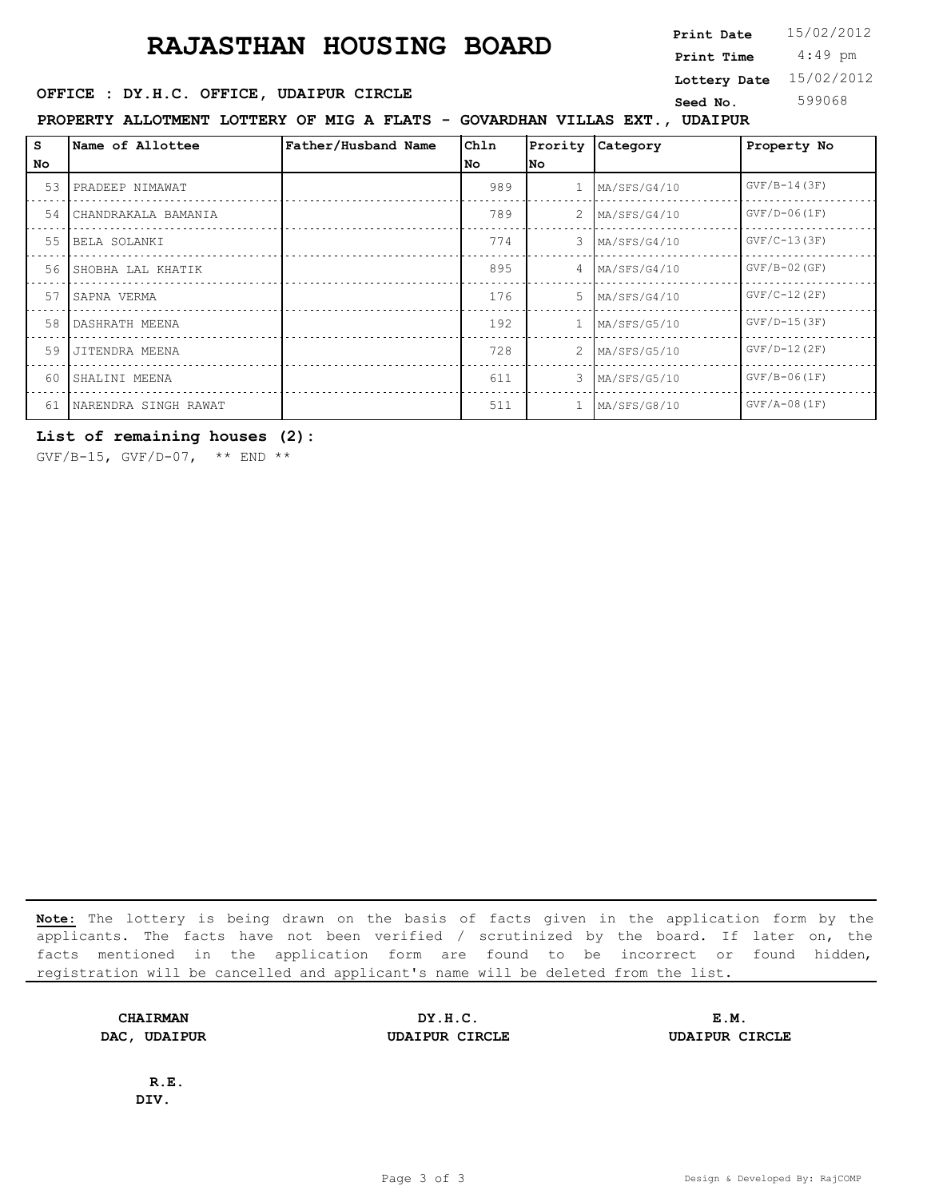# RAJASTHAN HOUSING BOARD

**Print Date** 15/02/2012
**Print Time** 4:49 pm
**Lottery Date** 15/02/2012
**Seed No.** 599068

**OFFICE : DY.H.C. OFFICE, UDAIPUR CIRCLE**

**PROPERTY ALLOTMENT LOTTERY OF MIG A FLATS - GOVARDHAN VILLAS EXT., UDAIPUR**

| S No | Name of Allottee | Father/Husband Name | Chln No | Prority No | Category | Property No |
|---|---|---|---|---|---|---|
| 53 | PRADEEP NIMAWAT | | 989 | 1 | MA/SFS/G4/10 | GVF/B-14(3F) |
| 54 | CHANDRAKALA BAMANIA | | 789 | 2 | MA/SFS/G4/10 | GVF/D-06(1F) |
| 55 | BELA SOLANKI | | 774 | 3 | MA/SFS/G4/10 | GVF/C-13(3F) |
| 56 | SHOBHA LAL KHATIK | | 895 | 4 | MA/SFS/G4/10 | GVF/B-02(GF) |
| 57 | SAPNA VERMA | | 176 | 5 | MA/SFS/G4/10 | GVF/C-12(2F) |
| 58 | DASHRATH MEENA | | 192 | 1 | MA/SFS/G5/10 | GVF/D-15(3F) |
| 59 | JITENDRA MEENA | | 728 | 2 | MA/SFS/G5/10 | GVF/D-12(2F) |
| 60 | SHALINI MEENA | | 611 | 3 | MA/SFS/G5/10 | GVF/B-06(1F) |
| 61 | NARENDRA SINGH RAWAT | | 511 | 1 | MA/SFS/G8/10 | GVF/A-08(1F) |

**List of remaining houses (2):**

GVF/B-15, GVF/D-07, ** END **

**Note:** The lottery is being drawn on the basis of facts given in the application form by the applicants. The facts have not been verified / scrutinized by the board. If later on, the facts mentioned in the application form are found to be incorrect or found hidden, registration will be cancelled and applicant's name will be deleted from the list.

**CHAIRMAN**
**DAC, UDAIPUR**

**DY.H.C.**
**UDAIPUR CIRCLE**

**E.M.**
**UDAIPUR CIRCLE**

**R.E.**
**DIV.**

Design & Developed By: RajCOMP